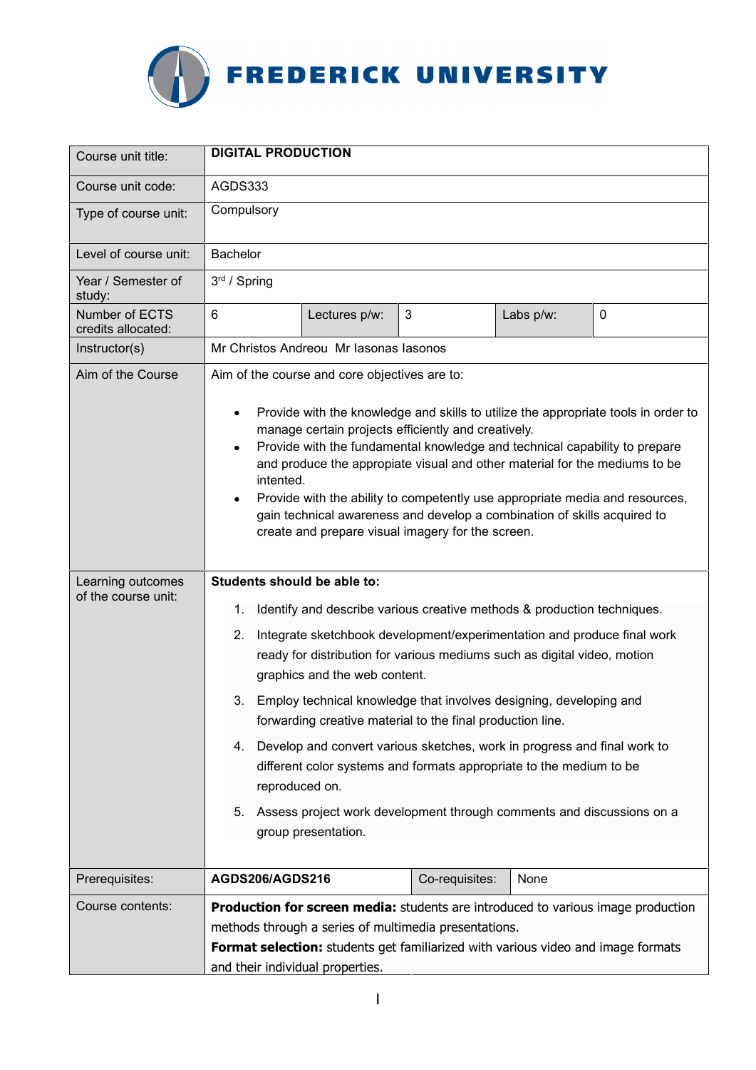# FREDERICK UNIVERSITY

| Course unit title: | **DIGITAL PRODUCTION** | | | | |
|---|---|---|---|---|---|
| Course unit code: | AGDS333 | | | | |
| Type of course unit: | Compulsory | | | | |
| Level of course unit: | Bachelor | | | | |
| Year / Semester of study: | 3rd / Spring | | | | |
| Number of ECTS credits allocated: | 6 | Lectures p/w: | 3 | Labs p/w: | 0 |
| Instructor(s) | Mr Christos Andreou  Mr Iasonas Iasonos | | | | |
| Aim of the Course | Aim of the course and core objectives are to:<br><br>• Provide with the knowledge and skills to utilize the appropriate tools in order to manage certain projects efficiently and creatively.<br>• Provide with the fundamental knowledge and technical capability to prepare and produce the appropiate visual and other material for the mediums to be intented.<br>• Provide with the ability to competently use appropriate media and resources, gain technical awareness and develop a combination of skills acquired to create and prepare visual imagery for the screen. | | | | |
| Learning outcomes of the course unit: | **Students should be able to:**<br>1. Identify and describe various creative methods & production techniques.<br>2. Integrate sketchbook development/experimentation and produce final work ready for distribution for various mediums such as digital video, motion graphics and the web content.<br>3. Employ technical knowledge that involves designing, developing and forwarding creative material to the final production line.<br>4. Develop and convert various sketches, work in progress and final work to different color systems and formats appropriate to the medium to be reproduced on.<br>5. Assess project work development through comments and discussions on a group presentation. | | | | |
| Prerequisites: | **AGDS206/AGDS216** | Co-requisites: | None | | |
| Course contents: | **Production for screen media:** students are introduced to various image production methods through a series of multimedia presentations.<br>**Format selection:** students get familiarized with various video and image formats and their individual properties. | | | | |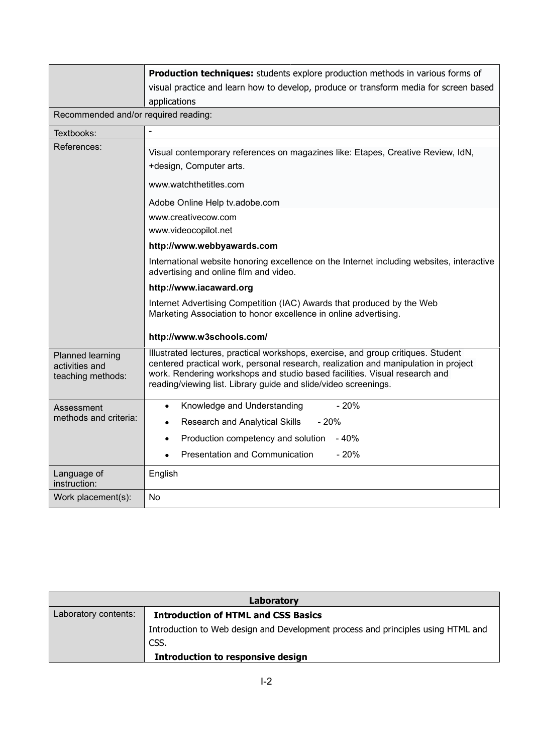| | |
|---|---|
| | **Production techniques:** students explore production methods in various forms of visual practice and learn how to develop, produce or transform media for screen based applications |
| Recommended and/or required reading: | |
| Textbooks: | - |
| References: | Visual contemporary references on magazines like: Etapes, Creative Review, IdN, +design, Computer arts.<br><br>www.watchthetitles.com<br><br>Adobe Online Help tv.adobe.com<br><br>www.creativecow.com<br>www.videocopilot.net<br><br>**http://www.webbyawards.com**<br><br>International website honoring excellence on the Internet including websites, interactive advertising and online film and video.<br><br>**http://www.iacaward.org**<br><br>Internet Advertising Competition (IAC) Awards that produced by the Web Marketing Association to honor excellence in online advertising.<br><br>**http://www.w3schools.com/** |
| Planned learning activities and teaching methods: | Illustrated lectures, practical workshops, exercise, and group critiques. Student centered practical work, personal research, realization and manipulation in project work. Rendering workshops and studio based facilities. Visual research and reading/viewing list. Library guide and slide/video screenings. |
| Assessment methods and criteria: | • Knowledge and Understanding - 20%<br>• Research and Analytical Skills - 20%<br>• Production competency and solution - 40%<br>• Presentation and Communication - 20% |
| Language of instruction: | English |
| Work placement(s): | No |

| **Laboratory** | |
|---|---|
| Laboratory contents: | **Introduction of HTML and CSS Basics**<br>Introduction to Web design and Development process and principles using HTML and CSS.<br>**Introduction to responsive design** |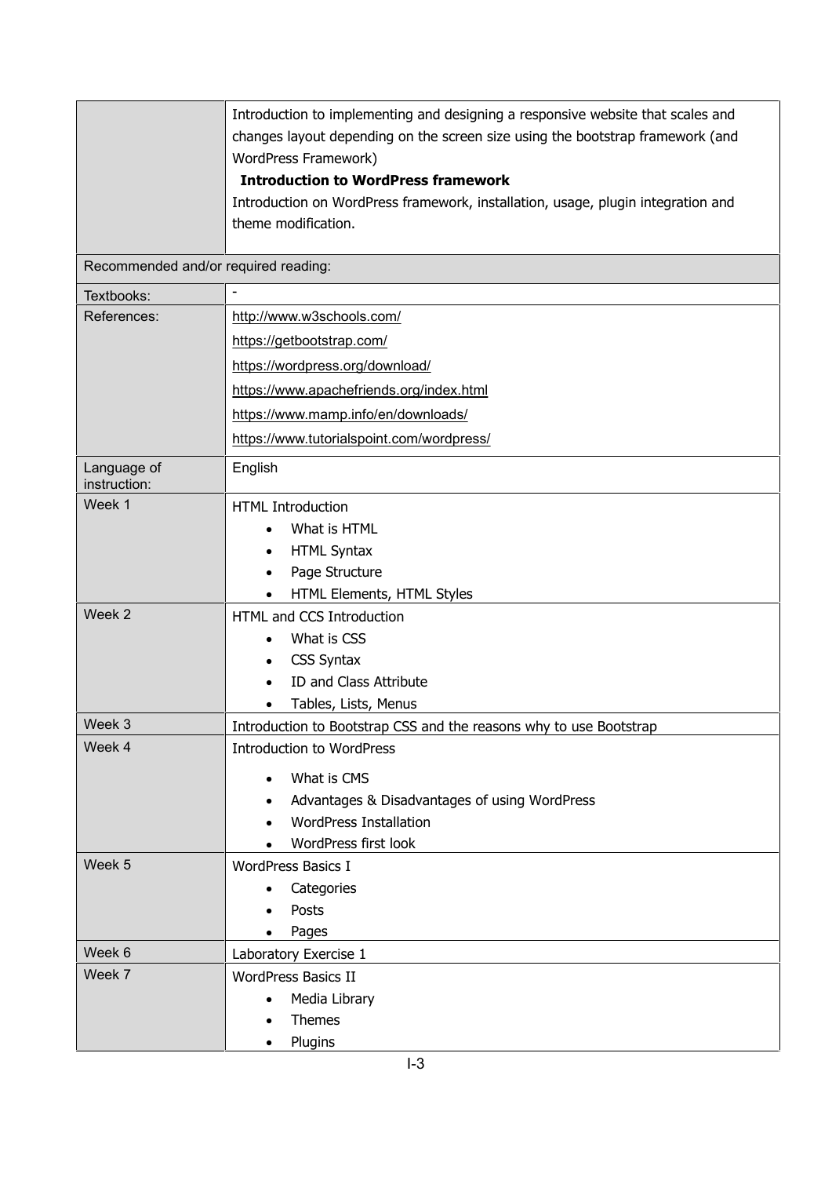| | |
|---|---|
| | Introduction to implementing and designing a responsive website that scales and changes layout depending on the screen size using the bootstrap framework (and WordPress Framework)<br>**Introduction to WordPress framework**<br>Introduction on WordPress framework, installation, usage, plugin integration and theme modification. |
| Recommended and/or required reading: | |
| Textbooks: | - |
| References: | http://www.w3schools.com/<br>https://getbootstrap.com/<br>https://wordpress.org/download/<br>https://www.apachefriends.org/index.html<br>https://www.mamp.info/en/downloads/<br>https://www.tutorialspoint.com/wordpress/ |
| Language of instruction: | English |
| Week 1 | HTML Introduction<br>• What is HTML<br>• HTML Syntax<br>• Page Structure<br>• HTML Elements, HTML Styles |
| Week 2 | HTML and CCS Introduction<br>• What is CSS<br>• CSS Syntax<br>• ID and Class Attribute<br>• Tables, Lists, Menus |
| Week 3 | Introduction to Bootstrap CSS and the reasons why to use Bootstrap |
| Week 4 | Introduction to WordPress<br>• What is CMS<br>• Advantages & Disadvantages of using WordPress<br>• WordPress Installation<br>• WordPress first look |
| Week 5 | WordPress Basics I<br>• Categories<br>• Posts<br>• Pages |
| Week 6 | Laboratory Exercise 1 |
| Week 7 | WordPress Basics II<br>• Media Library<br>• Themes<br>• Plugins |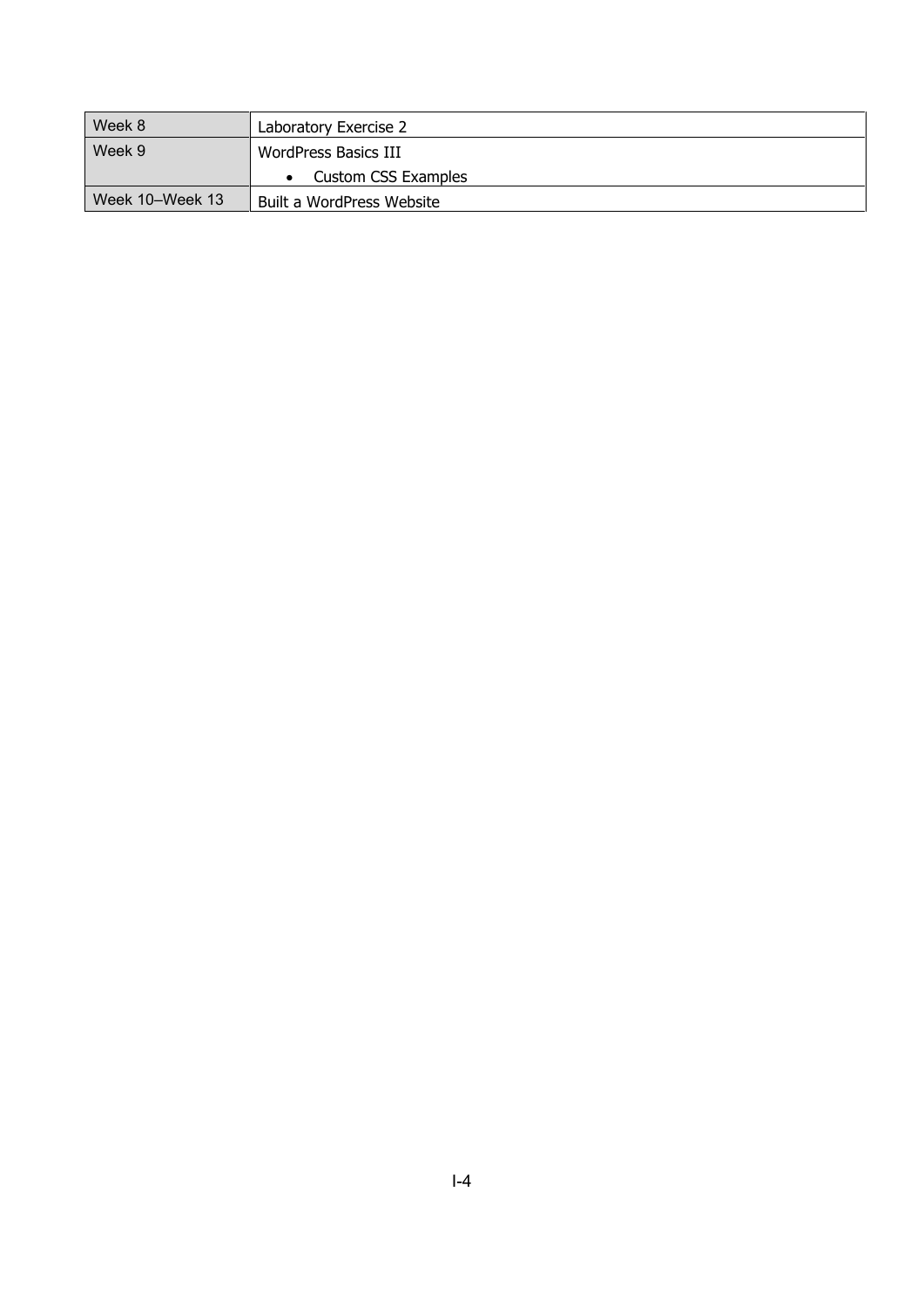| | |
|---|---|
| Week 8 | Laboratory Exercise 2 |
| Week 9 | WordPress Basics III<br>• Custom CSS Examples |
| Week 10–Week 13 | Built a WordPress Website |